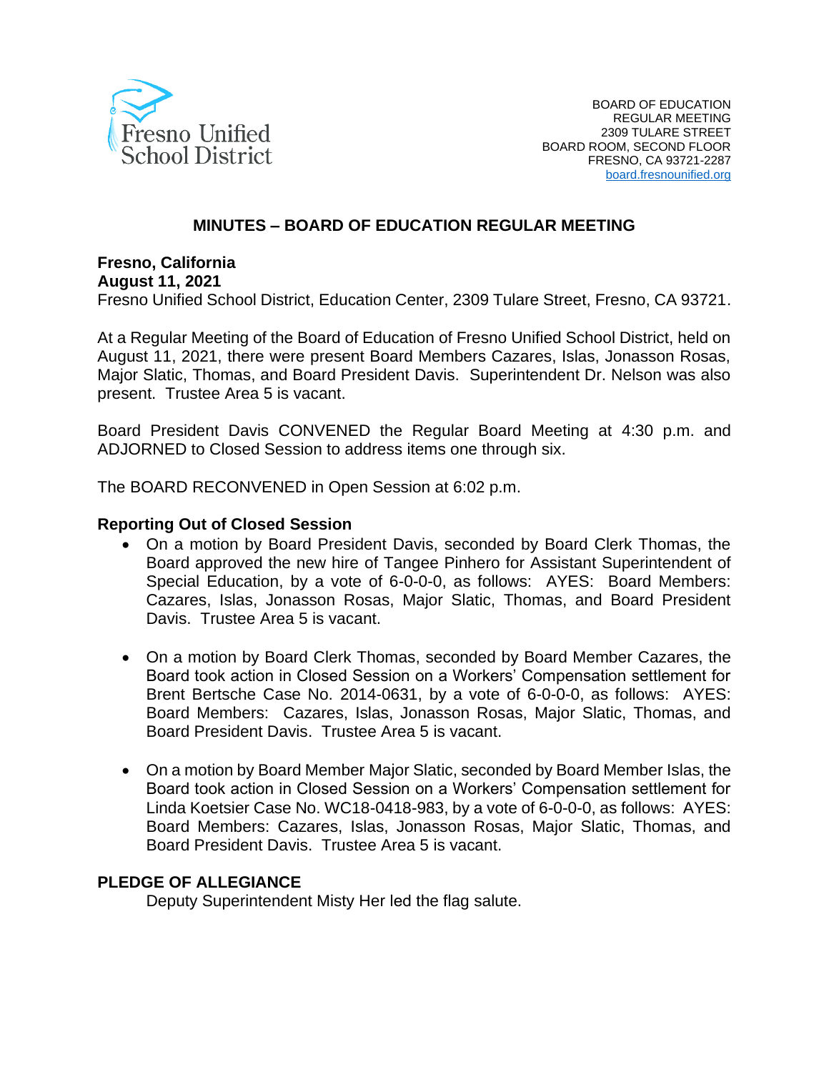Fresno Unified School District

BOARD OF EDUCATION
REGULAR MEETING
2309 TULARE STREET
BOARD ROOM, SECOND FLOOR
FRESNO, CA 93721-2287
board.fresnounified.org

# MINUTES – BOARD OF EDUCATION REGULAR MEETING

**Fresno, California**
**August 11, 2021**
Fresno Unified School District, Education Center, 2309 Tulare Street, Fresno, CA 93721.

At a Regular Meeting of the Board of Education of Fresno Unified School District, held on August 11, 2021, there were present Board Members Cazares, Islas, Jonasson Rosas, Major Slatic, Thomas, and Board President Davis. Superintendent Dr. Nelson was also present. Trustee Area 5 is vacant.

Board President Davis CONVENED the Regular Board Meeting at 4:30 p.m. and ADJOURNED to Closed Session to address items one through six.

The BOARD RECONVENED in Open Session at 6:02 p.m.

**Reporting Out of Closed Session**

- On a motion by Board President Davis, seconded by Board Clerk Thomas, the Board approved the new hire of Tangee Pinhero for Assistant Superintendent of Special Education, by a vote of 6-0-0-0, as follows: AYES: Board Members: Cazares, Islas, Jonasson Rosas, Major Slatic, Thomas, and Board President Davis. Trustee Area 5 is vacant.

- On a motion by Board Clerk Thomas, seconded by Board Member Cazares, the Board took action in Closed Session on a Workers' Compensation settlement for Brent Bertsche Case No. 2014-0631, by a vote of 6-0-0-0, as follows: AYES: Board Members: Cazares, Islas, Jonasson Rosas, Major Slatic, Thomas, and Board President Davis. Trustee Area 5 is vacant.

- On a motion by Board Member Major Slatic, seconded by Board Member Islas, the Board took action in Closed Session on a Workers' Compensation settlement for Linda Koetsier Case No. WC18-0418-983, by a vote of 6-0-0-0, as follows: AYES: Board Members: Cazares, Islas, Jonasson Rosas, Major Slatic, Thomas, and Board President Davis. Trustee Area 5 is vacant.

**PLEDGE OF ALLEGIANCE**

Deputy Superintendent Misty Her led the flag salute.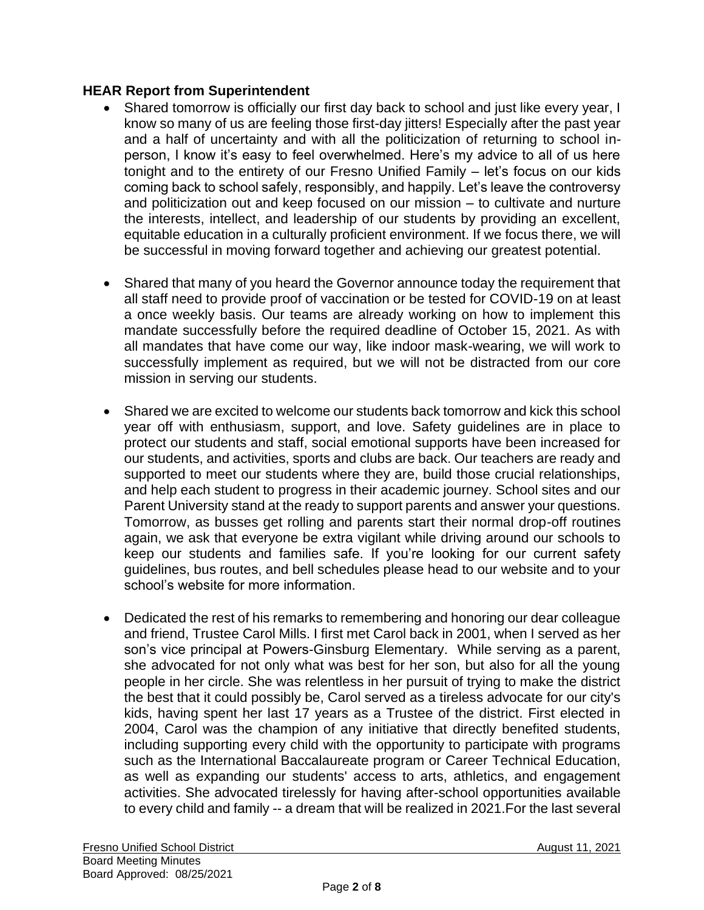**HEAR Report from Superintendent**

- Shared tomorrow is officially our first day back to school and just like every year, I know so many of us are feeling those first-day jitters! Especially after the past year and a half of uncertainty and with all the politicization of returning to school in-person, I know it's easy to feel overwhelmed. Here's my advice to all of us here tonight and to the entirety of our Fresno Unified Family – let's focus on our kids coming back to school safely, responsibly, and happily. Let's leave the controversy and politicization out and keep focused on our mission – to cultivate and nurture the interests, intellect, and leadership of our students by providing an excellent, equitable education in a culturally proficient environment. If we focus there, we will be successful in moving forward together and achieving our greatest potential.

- Shared that many of you heard the Governor announce today the requirement that all staff need to provide proof of vaccination or be tested for COVID-19 on at least a once weekly basis. Our teams are already working on how to implement this mandate successfully before the required deadline of October 15, 2021. As with all mandates that have come our way, like indoor mask-wearing, we will work to successfully implement as required, but we will not be distracted from our core mission in serving our students.

- Shared we are excited to welcome our students back tomorrow and kick this school year off with enthusiasm, support, and love. Safety guidelines are in place to protect our students and staff, social emotional supports have been increased for our students, and activities, sports and clubs are back. Our teachers are ready and supported to meet our students where they are, build those crucial relationships, and help each student to progress in their academic journey. School sites and our Parent University stand at the ready to support parents and answer your questions. Tomorrow, as busses get rolling and parents start their normal drop-off routines again, we ask that everyone be extra vigilant while driving around our schools to keep our students and families safe. If you're looking for our current safety guidelines, bus routes, and bell schedules please head to our website and to your school's website for more information.

- Dedicated the rest of his remarks to remembering and honoring our dear colleague and friend, Trustee Carol Mills. I first met Carol back in 2001, when I served as her son's vice principal at Powers-Ginsburg Elementary. While serving as a parent, she advocated for not only what was best for her son, but also for all the young people in her circle. She was relentless in her pursuit of trying to make the district the best that it could possibly be, Carol served as a tireless advocate for our city's kids, having spent her last 17 years as a Trustee of the district. First elected in 2004, Carol was the champion of any initiative that directly benefited students, including supporting every child with the opportunity to participate with programs such as the International Baccalaureate program or Career Technical Education, as well as expanding our students' access to arts, athletics, and engagement activities. She advocated tirelessly for having after-school opportunities available to every child and family -- a dream that will be realized in 2021.For the last several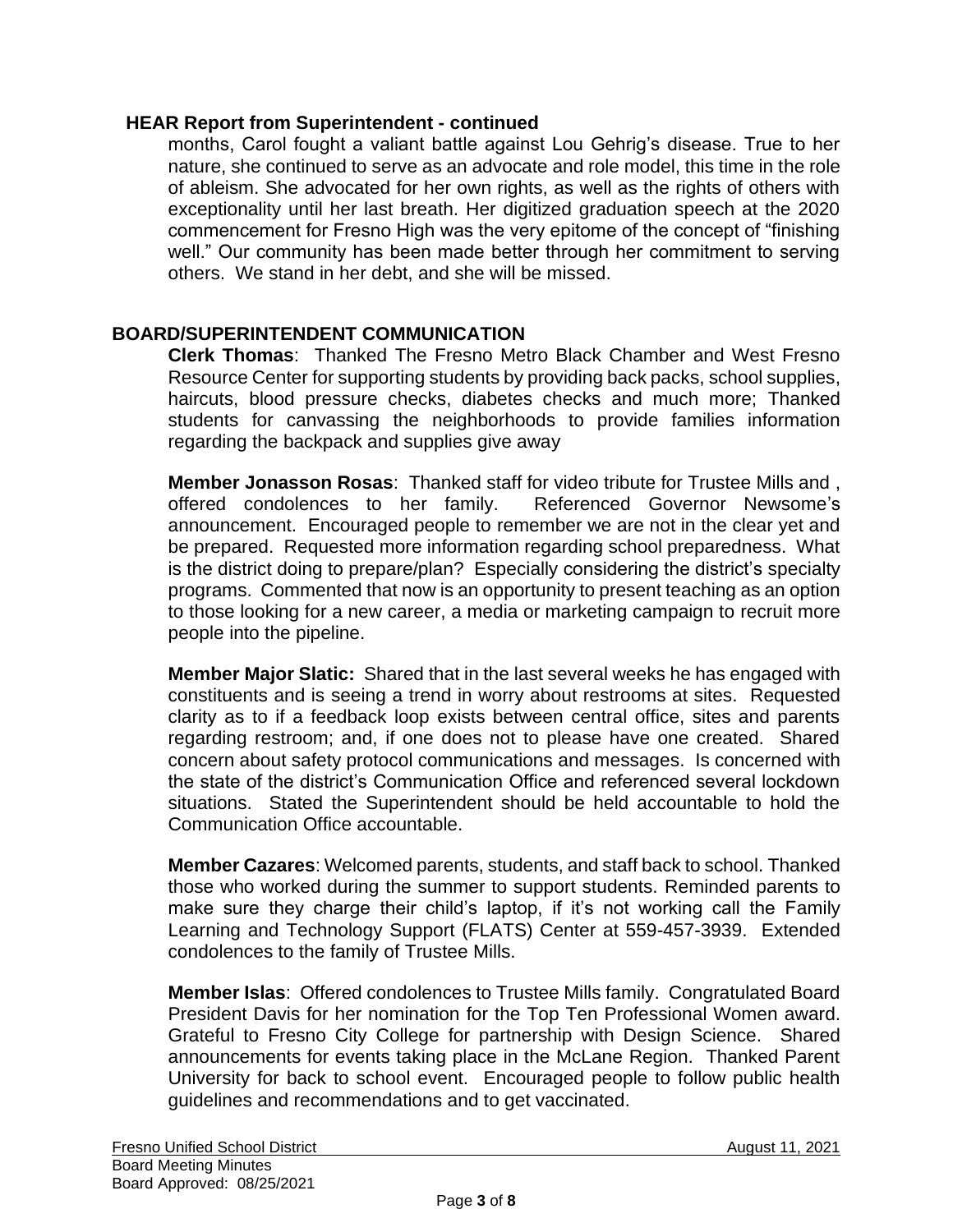### HEAR Report from Superintendent - continued

months, Carol fought a valiant battle against Lou Gehrig's disease. True to her nature, she continued to serve as an advocate and role model, this time in the role of ableism. She advocated for her own rights, as well as the rights of others with exceptionality until her last breath. Her digitized graduation speech at the 2020 commencement for Fresno High was the very epitome of the concept of "finishing well." Our community has been made better through her commitment to serving others. We stand in her debt, and she will be missed.

## BOARD/SUPERINTENDENT COMMUNICATION

**Clerk Thomas**: Thanked The Fresno Metro Black Chamber and West Fresno Resource Center for supporting students by providing back packs, school supplies, haircuts, blood pressure checks, diabetes checks and much more; Thanked students for canvassing the neighborhoods to provide families information regarding the backpack and supplies give away

**Member Jonasson Rosas**: Thanked staff for video tribute for Trustee Mills and , offered condolences to her family. Referenced Governor Newsome's announcement. Encouraged people to remember we are not in the clear yet and be prepared. Requested more information regarding school preparedness. What is the district doing to prepare/plan? Especially considering the district's specialty programs. Commented that now is an opportunity to present teaching as an option to those looking for a new career, a media or marketing campaign to recruit more people into the pipeline.

**Member Major Slatic:** Shared that in the last several weeks he has engaged with constituents and is seeing a trend in worry about restrooms at sites. Requested clarity as to if a feedback loop exists between central office, sites and parents regarding restroom; and, if one does not to please have one created. Shared concern about safety protocol communications and messages. Is concerned with the state of the district's Communication Office and referenced several lockdown situations. Stated the Superintendent should be held accountable to hold the Communication Office accountable.

**Member Cazares**: Welcomed parents, students, and staff back to school. Thanked those who worked during the summer to support students. Reminded parents to make sure they charge their child's laptop, if it's not working call the Family Learning and Technology Support (FLATS) Center at 559-457-3939. Extended condolences to the family of Trustee Mills.

**Member Islas**: Offered condolences to Trustee Mills family. Congratulated Board President Davis for her nomination for the Top Ten Professional Women award. Grateful to Fresno City College for partnership with Design Science. Shared announcements for events taking place in the McLane Region. Thanked Parent University for back to school event. Encouraged people to follow public health guidelines and recommendations and to get vaccinated.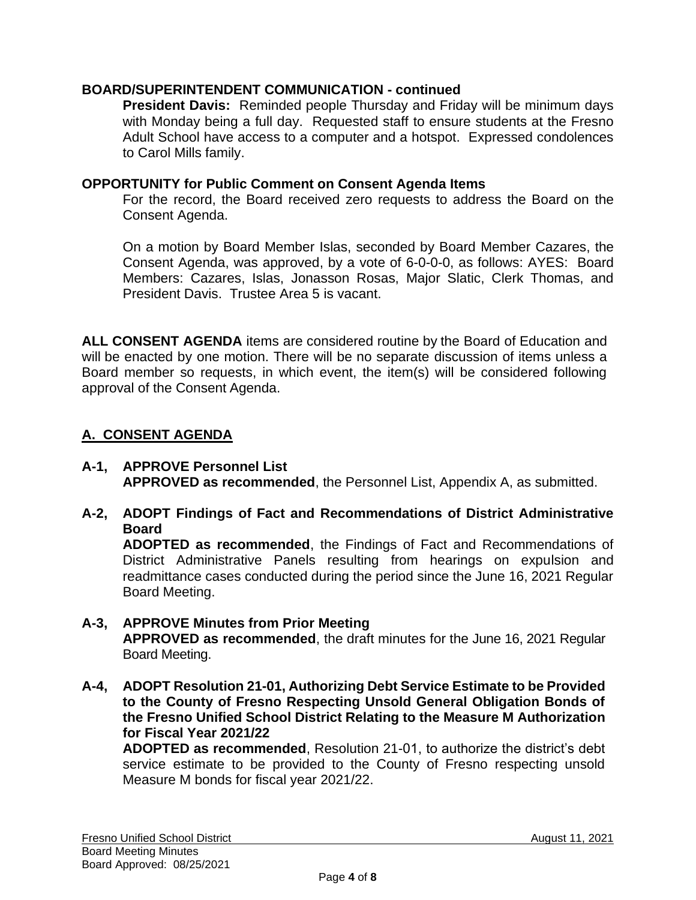**BOARD/SUPERINTENDENT COMMUNICATION - continued**

**President Davis:** Reminded people Thursday and Friday will be minimum days with Monday being a full day. Requested staff to ensure students at the Fresno Adult School have access to a computer and a hotspot. Expressed condolences to Carol Mills family.

**OPPORTUNITY for Public Comment on Consent Agenda Items**

For the record, the Board received zero requests to address the Board on the Consent Agenda.

On a motion by Board Member Islas, seconded by Board Member Cazares, the Consent Agenda, was approved, by a vote of 6-0-0-0, as follows: AYES: Board Members: Cazares, Islas, Jonasson Rosas, Major Slatic, Clerk Thomas, and President Davis. Trustee Area 5 is vacant.

**ALL CONSENT AGENDA** items are considered routine by the Board of Education and will be enacted by one motion. There will be no separate discussion of items unless a Board member so requests, in which event, the item(s) will be considered following approval of the Consent Agenda.

## A. CONSENT AGENDA

**A-1, APPROVE Personnel List**

**APPROVED as recommended**, the Personnel List, Appendix A, as submitted.

**A-2, ADOPT Findings of Fact and Recommendations of District Administrative Board**

**ADOPTED as recommended**, the Findings of Fact and Recommendations of District Administrative Panels resulting from hearings on expulsion and readmittance cases conducted during the period since the June 16, 2021 Regular Board Meeting.

**A-3, APPROVE Minutes from Prior Meeting**

**APPROVED as recommended**, the draft minutes for the June 16, 2021 Regular Board Meeting.

**A-4, ADOPT Resolution 21-01, Authorizing Debt Service Estimate to be Provided to the County of Fresno Respecting Unsold General Obligation Bonds of the Fresno Unified School District Relating to the Measure M Authorization for Fiscal Year 2021/22**

**ADOPTED as recommended**, Resolution 21-01, to authorize the district's debt service estimate to be provided to the County of Fresno respecting unsold Measure M bonds for fiscal year 2021/22.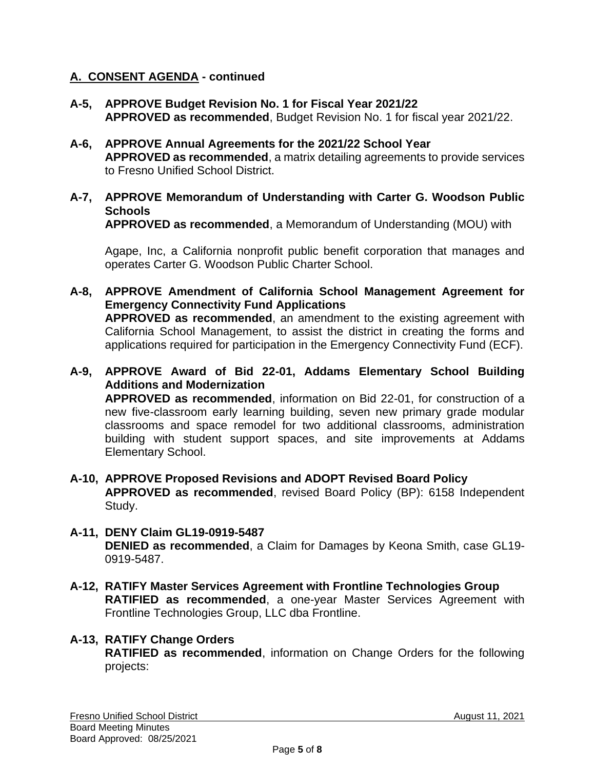## A. CONSENT AGENDA - continued

**A-5, APPROVE Budget Revision No. 1 for Fiscal Year 2021/22**
**APPROVED as recommended**, Budget Revision No. 1 for fiscal year 2021/22.

**A-6, APPROVE Annual Agreements for the 2021/22 School Year**
**APPROVED as recommended**, a matrix detailing agreements to provide services to Fresno Unified School District.

**A-7, APPROVE Memorandum of Understanding with Carter G. Woodson Public Schools**
**APPROVED as recommended**, a Memorandum of Understanding (MOU) with

Agape, Inc, a California nonprofit public benefit corporation that manages and operates Carter G. Woodson Public Charter School.

**A-8, APPROVE Amendment of California School Management Agreement for Emergency Connectivity Fund Applications**
**APPROVED as recommended**, an amendment to the existing agreement with California School Management, to assist the district in creating the forms and applications required for participation in the Emergency Connectivity Fund (ECF).

**A-9, APPROVE Award of Bid 22-01, Addams Elementary School Building Additions and Modernization**
**APPROVED as recommended**, information on Bid 22-01, for construction of a new five-classroom early learning building, seven new primary grade modular classrooms and space remodel for two additional classrooms, administration building with student support spaces, and site improvements at Addams Elementary School.

**A-10, APPROVE Proposed Revisions and ADOPT Revised Board Policy**
**APPROVED as recommended**, revised Board Policy (BP): 6158 Independent Study.

**A-11, DENY Claim GL19-0919-5487**
**DENIED as recommended**, a Claim for Damages by Keona Smith, case GL19-0919-5487.

**A-12, RATIFY Master Services Agreement with Frontline Technologies Group**
**RATIFIED as recommended**, a one-year Master Services Agreement with Frontline Technologies Group, LLC dba Frontline.

**A-13, RATIFY Change Orders**
**RATIFIED as recommended**, information on Change Orders for the following projects:

Fresno Unified School District — August 11, 2021
Board Meeting Minutes
Board Approved: 08/25/2021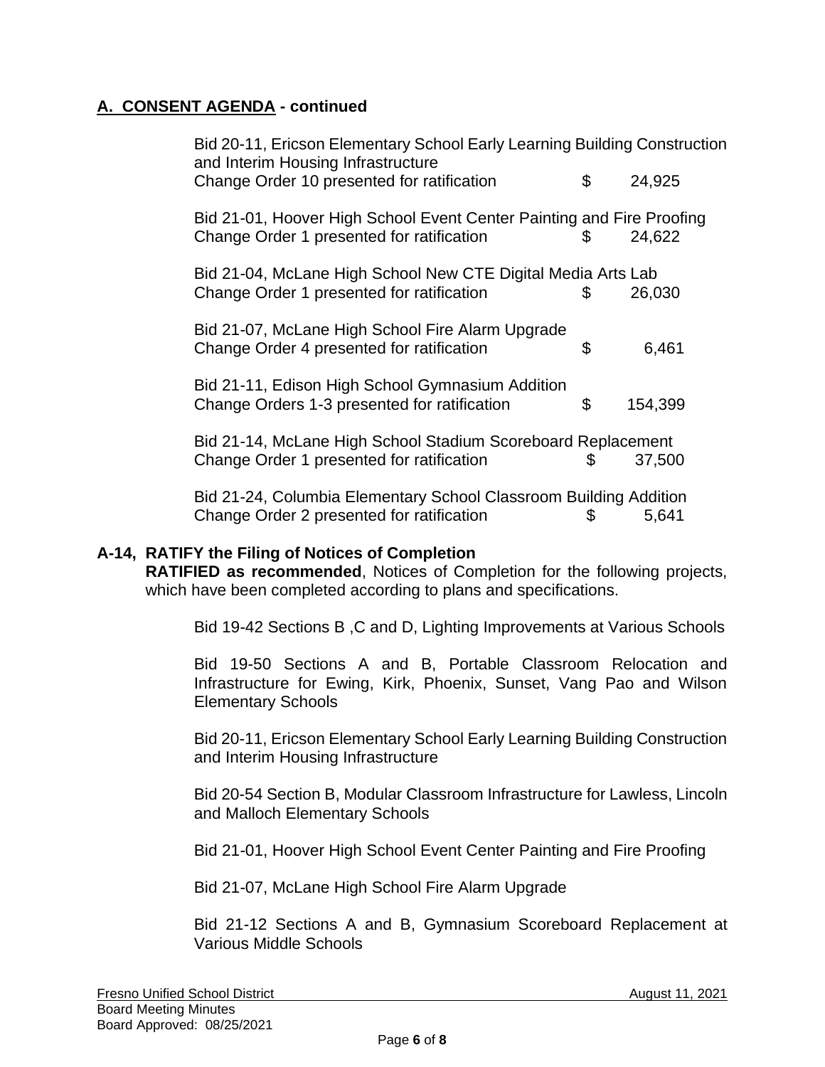## A. CONSENT AGENDA - continued

Bid 20-11, Ericson Elementary School Early Learning Building Construction and Interim Housing Infrastructure
Change Order 10 presented for ratification $ 24,925

Bid 21-01, Hoover High School Event Center Painting and Fire Proofing
Change Order 1 presented for ratification $ 24,622

Bid 21-04, McLane High School New CTE Digital Media Arts Lab
Change Order 1 presented for ratification $ 26,030

Bid 21-07, McLane High School Fire Alarm Upgrade
Change Order 4 presented for ratification $ 6,461

Bid 21-11, Edison High School Gymnasium Addition
Change Orders 1-3 presented for ratification $ 154,399

Bid 21-14, McLane High School Stadium Scoreboard Replacement
Change Order 1 presented for ratification $ 37,500

Bid 21-24, Columbia Elementary School Classroom Building Addition
Change Order 2 presented for ratification $ 5,641

**A-14, RATIFY the Filing of Notices of Completion**
**RATIFIED as recommended**, Notices of Completion for the following projects, which have been completed according to plans and specifications.

Bid 19-42 Sections B ,C and D, Lighting Improvements at Various Schools

Bid 19-50 Sections A and B, Portable Classroom Relocation and Infrastructure for Ewing, Kirk, Phoenix, Sunset, Vang Pao and Wilson Elementary Schools

Bid 20-11, Ericson Elementary School Early Learning Building Construction and Interim Housing Infrastructure

Bid 20-54 Section B, Modular Classroom Infrastructure for Lawless, Lincoln and Malloch Elementary Schools

Bid 21-01, Hoover High School Event Center Painting and Fire Proofing

Bid 21-07, McLane High School Fire Alarm Upgrade

Bid 21-12 Sections A and B, Gymnasium Scoreboard Replacement at Various Middle Schools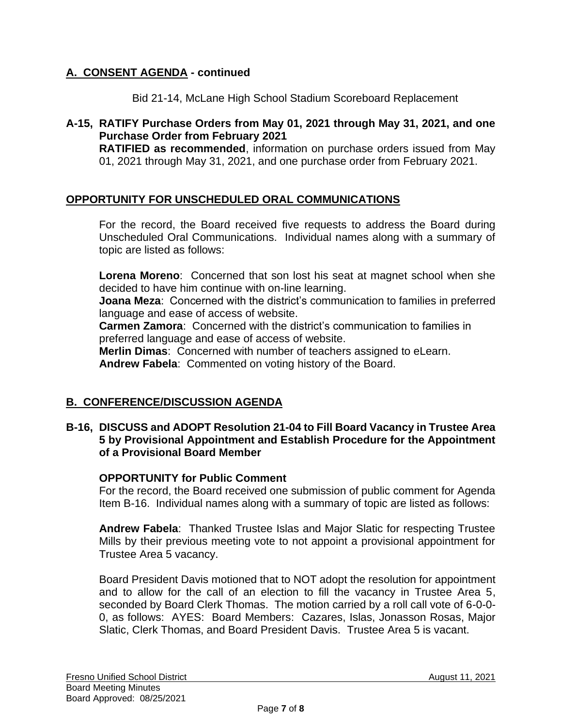## A. CONSENT AGENDA - continued

Bid 21-14, McLane High School Stadium Scoreboard Replacement

**A-15, RATIFY Purchase Orders from May 01, 2021 through May 31, 2021, and one Purchase Order from February 2021**

**RATIFIED as recommended**, information on purchase orders issued from May 01, 2021 through May 31, 2021, and one purchase order from February 2021.

## OPPORTUNITY FOR UNSCHEDULED ORAL COMMUNICATIONS

For the record, the Board received five requests to address the Board during Unscheduled Oral Communications. Individual names along with a summary of topic are listed as follows:

**Lorena Moreno**: Concerned that son lost his seat at magnet school when she decided to have him continue with on-line learning.
**Joana Meza**: Concerned with the district's communication to families in preferred language and ease of access of website.
**Carmen Zamora**: Concerned with the district's communication to families in preferred language and ease of access of website.
**Merlin Dimas**: Concerned with number of teachers assigned to eLearn.
**Andrew Fabela**: Commented on voting history of the Board.

## B. CONFERENCE/DISCUSSION AGENDA

**B-16, DISCUSS and ADOPT Resolution 21-04 to Fill Board Vacancy in Trustee Area 5 by Provisional Appointment and Establish Procedure for the Appointment of a Provisional Board Member**

**OPPORTUNITY for Public Comment**

For the record, the Board received one submission of public comment for Agenda Item B-16. Individual names along with a summary of topic are listed as follows:

**Andrew Fabela**: Thanked Trustee Islas and Major Slatic for respecting Trustee Mills by their previous meeting vote to not appoint a provisional appointment for Trustee Area 5 vacancy.

Board President Davis motioned that to NOT adopt the resolution for appointment and to allow for the call of an election to fill the vacancy in Trustee Area 5, seconded by Board Clerk Thomas. The motion carried by a roll call vote of 6-0-0-0, as follows: AYES: Board Members: Cazares, Islas, Jonasson Rosas, Major Slatic, Clerk Thomas, and Board President Davis. Trustee Area 5 is vacant.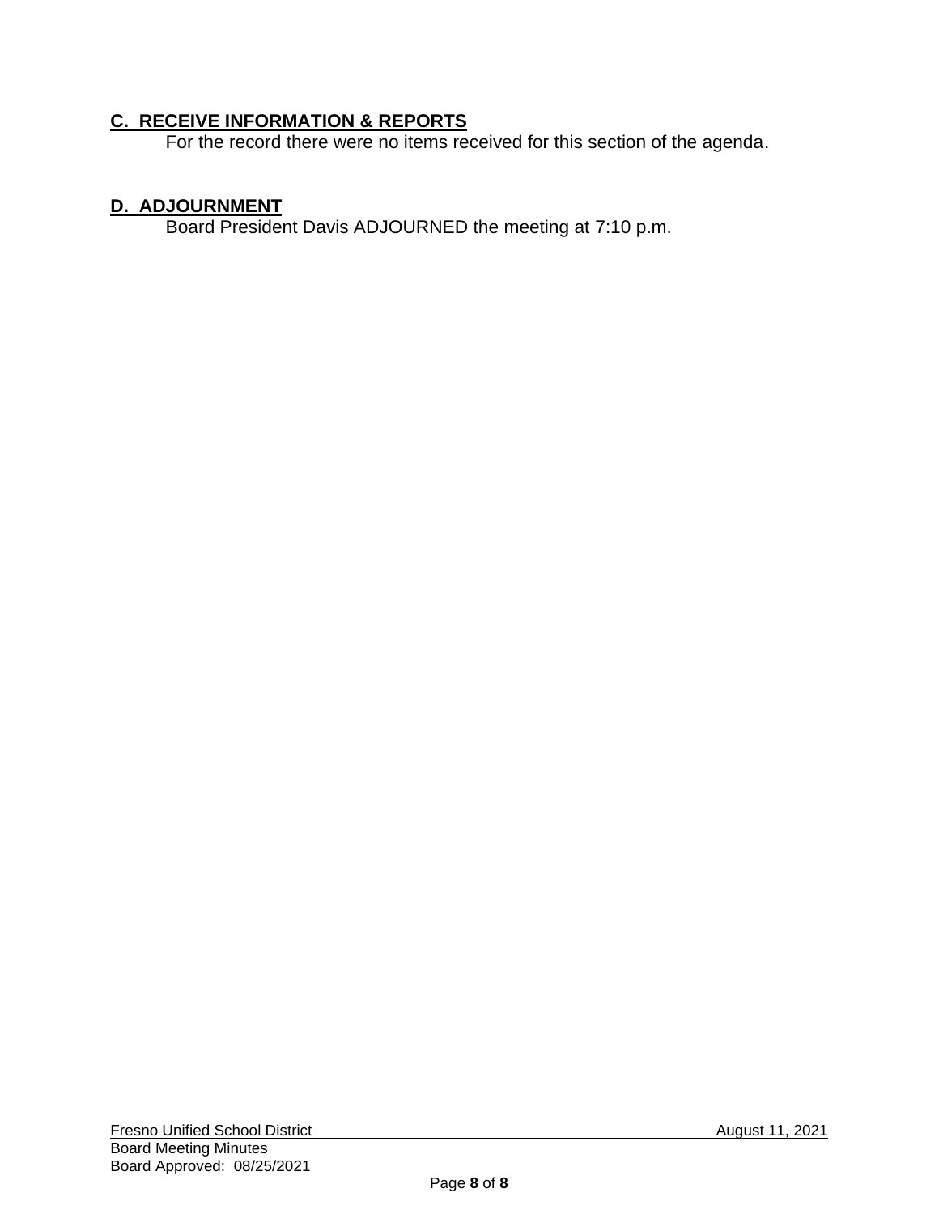**C. RECEIVE INFORMATION & REPORTS**

For the record there were no items received for this section of the agenda.

**D. ADJOURNMENT**

Board President Davis ADJOURNED the meeting at 7:10 p.m.